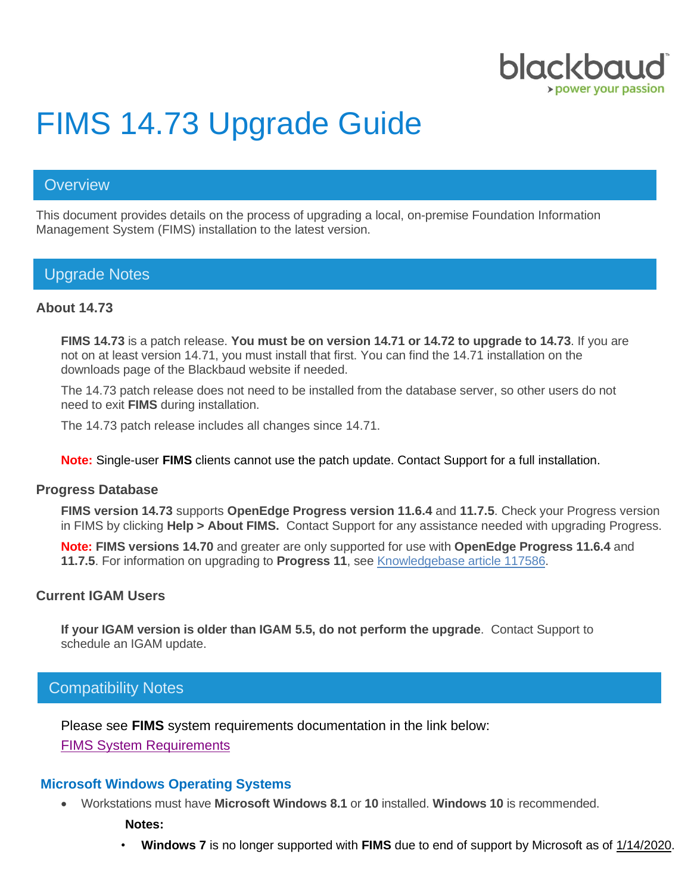# FIMS 14.73 Upgrade Guide

## Overview

This document provides details on the process of upgrading a local, on-premise Foundation Information Management System (FIMS) installation to the latest version.

## Upgrade Notes

### About 14.73

**FIMS 14.73** is a patch release. **You must be on version 14.71 or 14.72 to upgrade to 14.73**. If you are not on at least version 14.71, you must install that first. You can find the 14.71 installation on the downloads page of the Blackbaud website if needed.

The 14.73 patch release does not need to be installed from the database server, so other users do not need to exit **FIMS** during installation.

The 14.73 patch release includes all changes since 14.71.

**Note:** Single-user **FIMS** clients cannot use the patch update. Contact Support for a full installation.

### Progress Database

**FIMS version 14.73** supports **OpenEdge Progress version 11.6.4** and **11.7.5**. Check your Progress version in FIMS by clicking **Help > About FIMS.** Contact Support for any assistance needed with upgrading Progress.

**Note:** **FIMS versions 14.70** and greater are only supported for use with **OpenEdge Progress 11.6.4** and **11.7.5**. For information on upgrading to **Progress 11**, see [Knowledgebase article 117586](Knowledgebase article 117586).

### Current IGAM Users

**If your IGAM version is older than IGAM 5.5, do not perform the upgrade**. Contact Support to schedule an IGAM update.

## Compatibility Notes

Please see **FIMS** system requirements documentation in the link below:

[FIMS System Requirements](FIMS System Requirements)

### Microsoft Windows Operating Systems

- Workstations must have **Microsoft Windows 8.1** or **10** installed. **Windows 10** is recommended.

  **Notes:**

  - **Windows 7** is no longer supported with **FIMS** due to end of support by Microsoft as of 1/14/2020.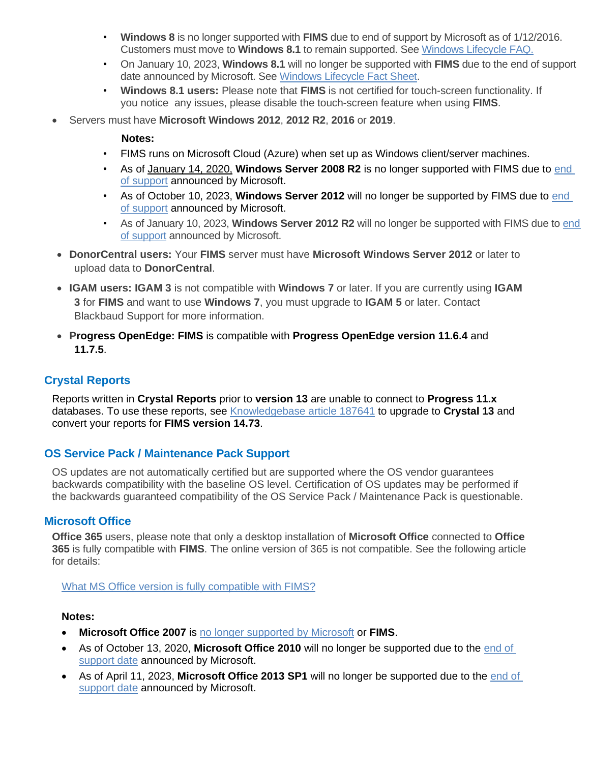- **Windows 8** is no longer supported with **FIMS** due to end of support by Microsoft as of 1/12/2016. Customers must move to **Windows 8.1** to remain supported. See [Windows Lifecycle FAQ.]()
    - On January 10, 2023, **Windows 8.1** will no longer be supported with **FIMS** due to the end of support date announced by Microsoft. See [Windows Lifecycle Fact Sheet]().
    - **Windows 8.1 users:** Please note that **FIMS** is not certified for touch-screen functionality. If you notice any issues, please disable the touch-screen feature when using **FIMS**.

- Servers must have **Microsoft Windows 2012**, **2012 R2**, **2016** or **2019**.

  **Notes:**

    - FIMS runs on Microsoft Cloud (Azure) when set up as Windows client/server machines.
    - As of January 14, 2020, **Windows Server 2008 R2** is no longer supported with FIMS due to [end of support]() announced by Microsoft.
    - As of October 10, 2023, **Windows Server 2012** will no longer be supported by FIMS due to [end of support]() announced by Microsoft.
    - As of January 10, 2023, **Windows Server 2012 R2** will no longer be supported with FIMS due to [end of support]() announced by Microsoft.

- **DonorCentral users:** Your **FIMS** server must have **Microsoft Windows Server 2012** or later to upload data to **DonorCentral**.
- **IGAM users: IGAM 3** is not compatible with **Windows 7** or later. If you are currently using **IGAM 3** for **FIMS** and want to use **Windows 7**, you must upgrade to **IGAM 5** or later. Contact Blackbaud Support for more information.
- **Progress OpenEdge: FIMS** is compatible with **Progress OpenEdge version 11.6.4** and **11.7.5**.

## Crystal Reports

Reports written in **Crystal Reports** prior to **version 13** are unable to connect to **Progress 11.x** databases. To use these reports, see [Knowledgebase article 187641]() to upgrade to **Crystal 13** and convert your reports for **FIMS version 14.73**.

## OS Service Pack / Maintenance Pack Support

OS updates are not automatically certified but are supported where the OS vendor guarantees backwards compatibility with the baseline OS level. Certification of OS updates may be performed if the backwards guaranteed compatibility of the OS Service Pack / Maintenance Pack is questionable.

## Microsoft Office

**Office 365** users, please note that only a desktop installation of **Microsoft Office** connected to **Office 365** is fully compatible with **FIMS**. The online version of 365 is not compatible. See the following article for details:

[What MS Office version is fully compatible with FIMS?]()

**Notes:**

- **Microsoft Office 2007** is [no longer supported by Microsoft]() or **FIMS**.
- As of October 13, 2020, **Microsoft Office 2010** will no longer be supported due to the [end of support date]() announced by Microsoft.
- As of April 11, 2023, **Microsoft Office 2013 SP1** will no longer be supported due to the [end of support date]() announced by Microsoft.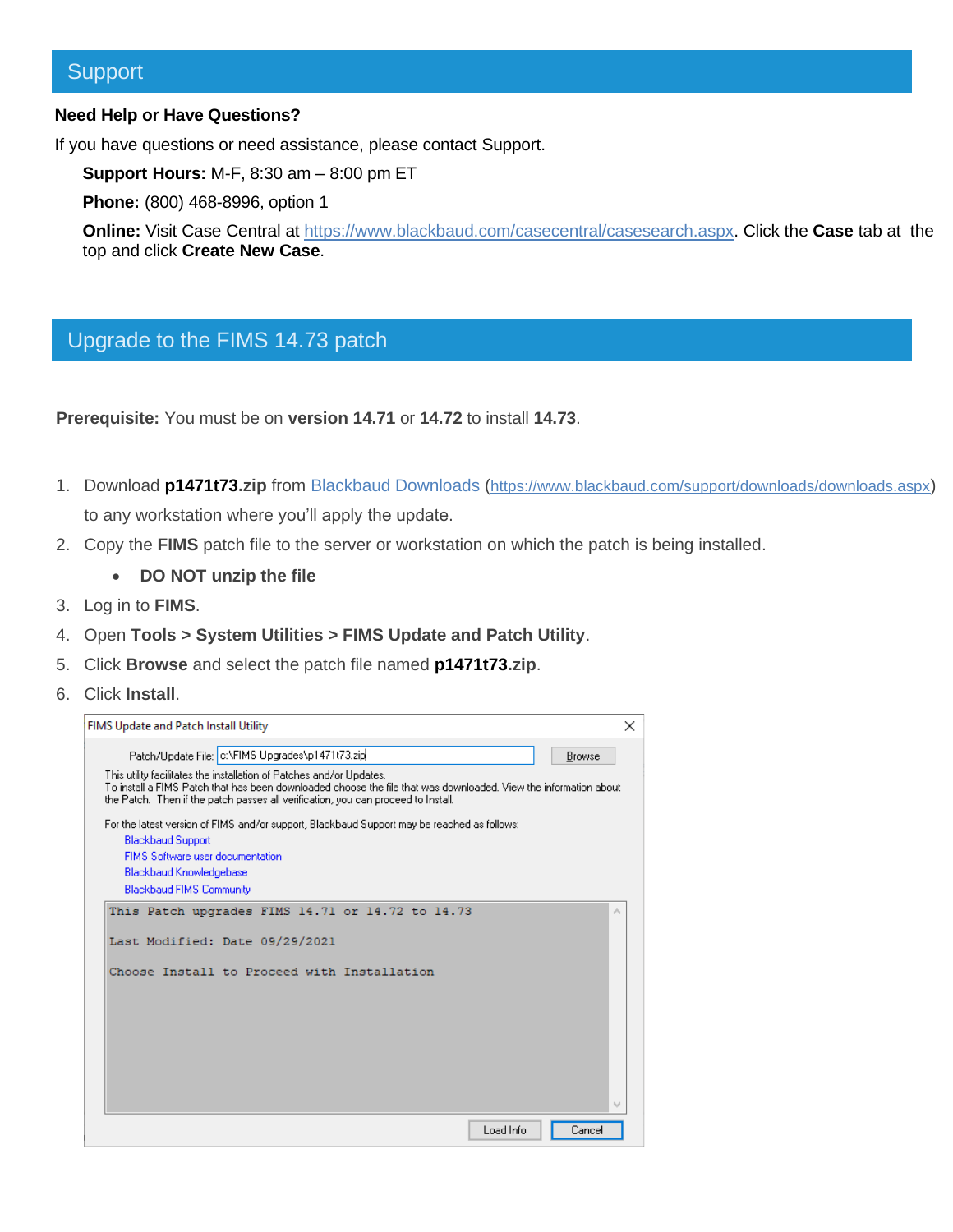## Support

**Need Help or Have Questions?**

If you have questions or need assistance, please contact Support.

**Support Hours:** M-F, 8:30 am – 8:00 pm ET

**Phone:** (800) 468-8996, option 1

**Online:** Visit Case Central at https://www.blackbaud.com/casecentral/casesearch.aspx. Click the **Case** tab at the top and click **Create New Case**.

## Upgrade to the FIMS 14.73 patch

**Prerequisite:** You must be on **version 14.71** or **14.72** to install **14.73**.

1. Download **p1471t73.zip** from Blackbaud Downloads (https://www.blackbaud.com/support/downloads/downloads.aspx) to any workstation where you'll apply the update.
2. Copy the **FIMS** patch file to the server or workstation on which the patch is being installed.
   - **DO NOT unzip the file**
3. Log in to **FIMS**.
4. Open **Tools > System Utilities > FIMS Update and Patch Utility**.
5. Click **Browse** and select the patch file named **p1471t73.zip**.
6. Click **Install**.

FIMS Update and Patch Install Utility

Patch/Update File: c:\FIMS Upgrades\p1471t73.zip [Browse]

This utility facilitates the installation of Patches and/or Updates.
To install a FIMS Patch that has been downloaded choose the file that was downloaded. View the information about the Patch. Then if the patch passes all verification, you can proceed to Install.

For the latest version of FIMS and/or support, Blackbaud Support may be reached as follows:
- Blackbaud Support
- FIMS Software user documentation
- Blackbaud Knowledgebase
- Blackbaud FIMS Community

```
This Patch upgrades FIMS 14.71 or 14.72 to 14.73

Last Modified: Date 09/29/2021

Choose Install to Proceed with Installation
```

[Load Info] [Cancel]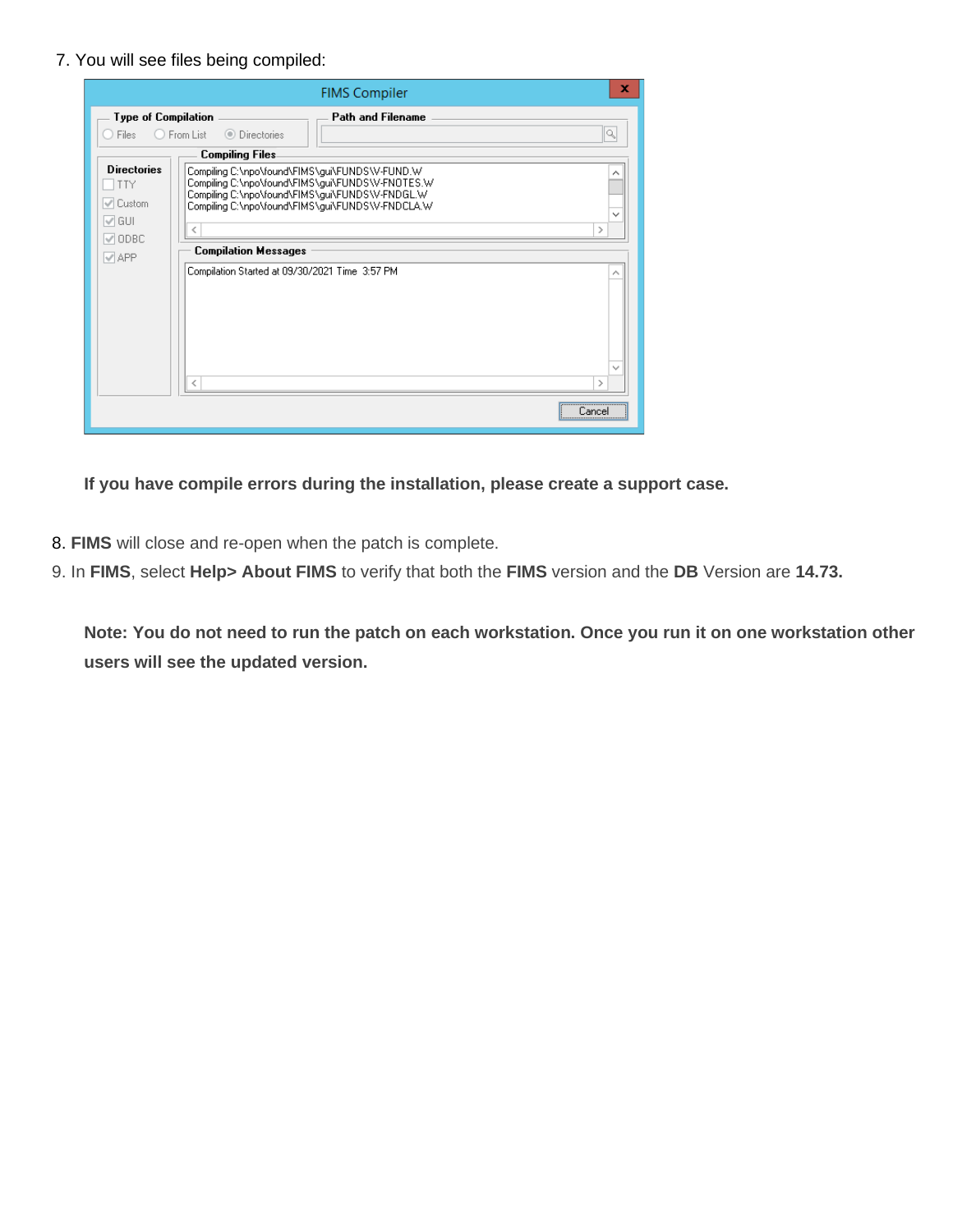7. You will see files being compiled:

**If you have compile errors during the installation, please create a support case.**

8. **FIMS** will close and re-open when the patch is complete.
9. In **FIMS**, select **Help> About FIMS** to verify that both the **FIMS** version and the **DB** Version are **14.73.**

**Note: You do not need to run the patch on each workstation. Once you run it on one workstation other users will see the updated version.**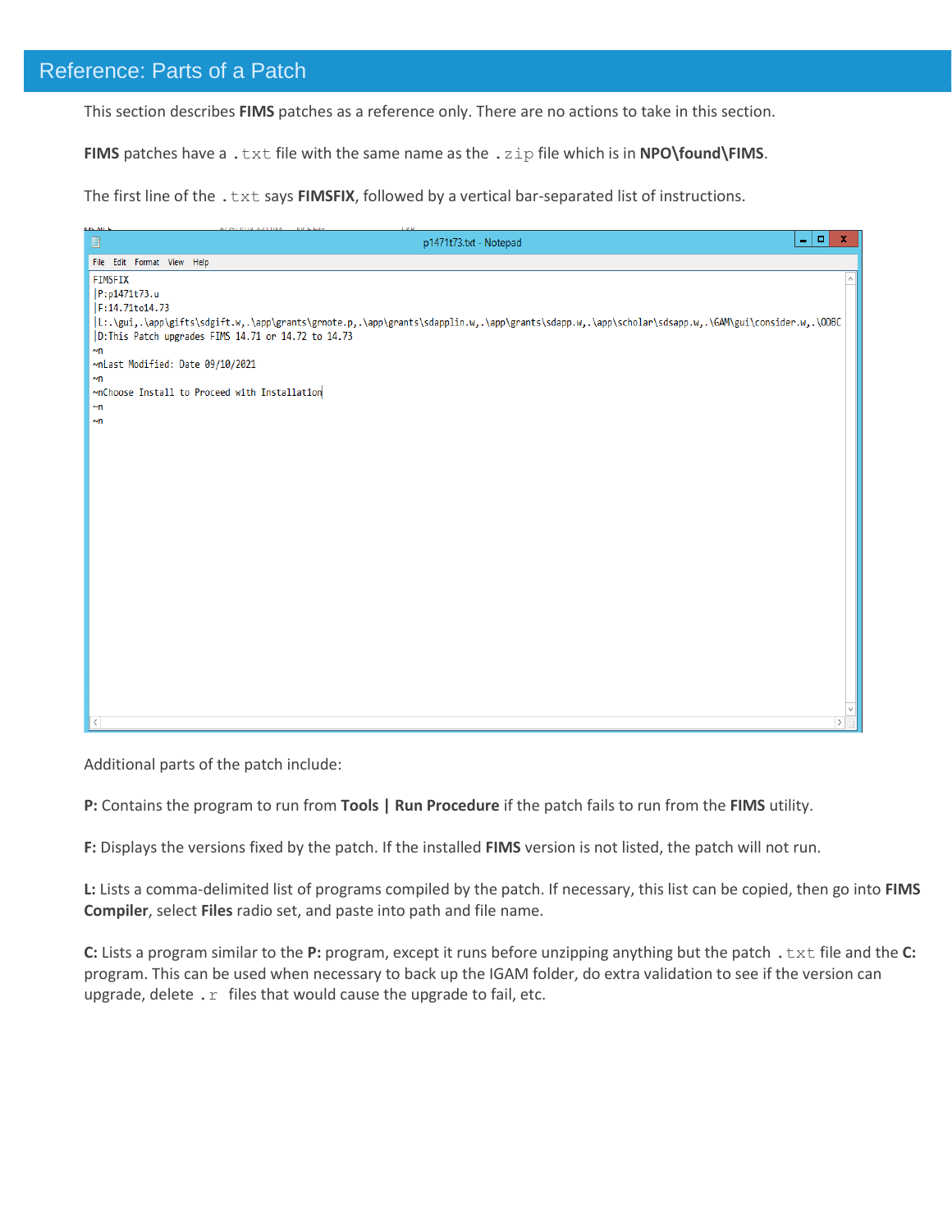## Reference: Parts of a Patch

This section describes **FIMS** patches as a reference only. There are no actions to take in this section.

**FIMS** patches have a `.txt` file with the same name as the `.zip` file which is in **NPO\found\FIMS**.

The first line of the `.txt` says **FIMSFIX**, followed by a vertical bar-separated list of instructions.

```
FIMSFIX
|P:p1471t73.u
|F:14.71to14.73
|L:.\gui,.\app\gifts\sdgift.w,.\app\grants\grnote.p,.\app\grants\sdapplin.w,.\app\grants\sdapp.w,.\app\scholar\sdsapp.w,.\GAM\gui\consider.w,.\ODBC
|D:This Patch upgrades FIMS 14.71 or 14.72 to 14.73
~n
~nLast Modified: Date 09/10/2021
~n
~nChoose Install to Proceed with Installation
~n
~n
```

Additional parts of the patch include:

**P:** Contains the program to run from **Tools | Run Procedure** if the patch fails to run from the **FIMS** utility.

**F:** Displays the versions fixed by the patch. If the installed **FIMS** version is not listed, the patch will not run.

**L:** Lists a comma-delimited list of programs compiled by the patch. If necessary, this list can be copied, then go into **FIMS Compiler**, select **Files** radio set, and paste into path and file name.

**C:** Lists a program similar to the **P:** program, except it runs before unzipping anything but the patch `.txt` file and the **C:** program. This can be used when necessary to back up the IGAM folder, do extra validation to see if the version can upgrade, delete `.r` files that would cause the upgrade to fail, etc.